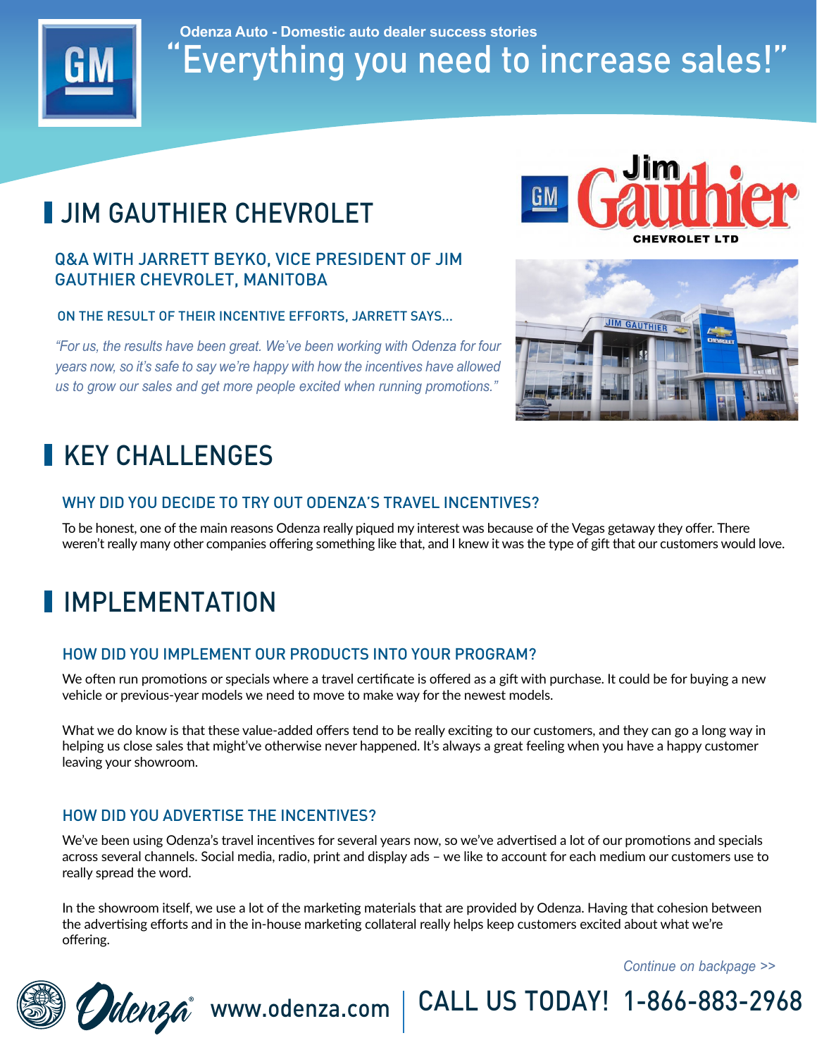Odenza Auto - Domestic auto dealer success stories

# "Everything you need to increase sales!"

## JIM GAUTHIER CHEVROLET

### Q&A WITH JARRETT BEYKO, VICE PRESIDENT OF JIM GAUTHIER CHEVROLET, MANITOBA

#### ON THE RESULT OF THEIR INCENTIVE EFFORTS, JARRETT SAYS...

*"For us, the results have been great. We've been working with Odenza for four years now, so it's safe to say we're happy with how the incentives have allowed us to grow our sales and get more people excited when running promotions."*

## KEY CHALLENGES

### WHY DID YOU DECIDE TO TRY OUT ODENZA'S TRAVEL INCENTIVES?

To be honest, one of the main reasons Odenza really piqued my interest was because of the Vegas getaway they offer. There weren't really many other companies offering something like that, and I knew it was the type of gift that our customers would love.

## IMPLEMENTATION

### HOW DID YOU IMPLEMENT OUR PRODUCTS INTO YOUR PROGRAM?

We often run promotions or specials where a travel certificate is offered as a gift with purchase. It could be for buying a new vehicle or previous-year models we need to move to make way for the newest models.

What we do know is that these value-added offers tend to be really exciting to our customers, and they can go a long way in helping us close sales that might've otherwise never happened. It's always a great feeling when you have a happy customer leaving your showroom.

### HOW DID YOU ADVERTISE THE INCENTIVES?

We've been using Odenza's travel incentives for several years now, so we've advertised a lot of our promotions and specials across several channels. Social media, radio, print and display ads – we like to account for each medium our customers use to really spread the word.

In the showroom itself, we use a lot of the marketing materials that are provided by Odenza. Having that cohesion between the advertising efforts and in the in-house marketing collateral really helps keep customers excited about what we're offering.

*Continue on backpage >>*

www.odenza.com | CALL US TODAY! 1-866-883-2968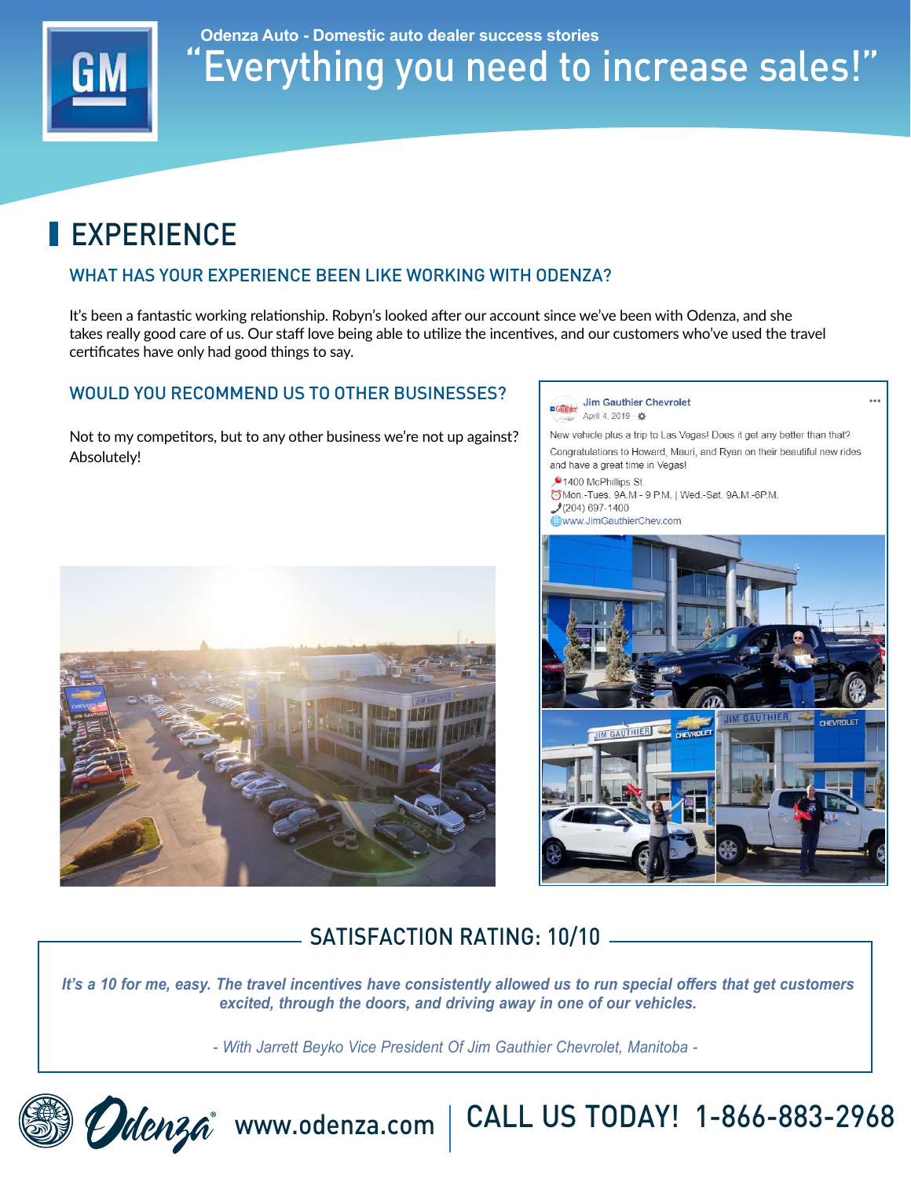Odenza Auto - Domestic auto dealer success stories

# "Everything you need to increase sales!"

## EXPERIENCE

### WHAT HAS YOUR EXPERIENCE BEEN LIKE WORKING WITH ODENZA?

It's been a fantastic working relationship. Robyn's looked after our account since we've been with Odenza, and she takes really good care of us. Our staff love being able to utilize the incentives, and our customers who've used the travel certificates have only had good things to say.

### WOULD YOU RECOMMEND US TO OTHER BUSINESSES?

Not to my competitors, but to any other business we're not up against? Absolutely!

Jim Gauthier Chevrolet
April 4, 2019

New vehicle plus a trip to Las Vegas! Does it get any better than that?
Congratulations to Howard, Mauri, and Ryan on their beautiful new rides and have a great time in Vegas!
1400 McPhillips St.
Mon.-Tues. 9A.M - 9 P.M. | Wed.-Sat. 9A.M.-6P.M.
(204) 697-1400
www.JimGauthierChev.com

### SATISFACTION RATING: 10/10

*It's a 10 for me, easy. The travel incentives have consistently allowed us to run special offers that get customers excited, through the doors, and driving away in one of our vehicles.*

*- With Jarrett Beyko Vice President Of Jim Gauthier Chevrolet, Manitoba -*

Odenza® www.odenza.com | CALL US TODAY! 1-866-883-2968